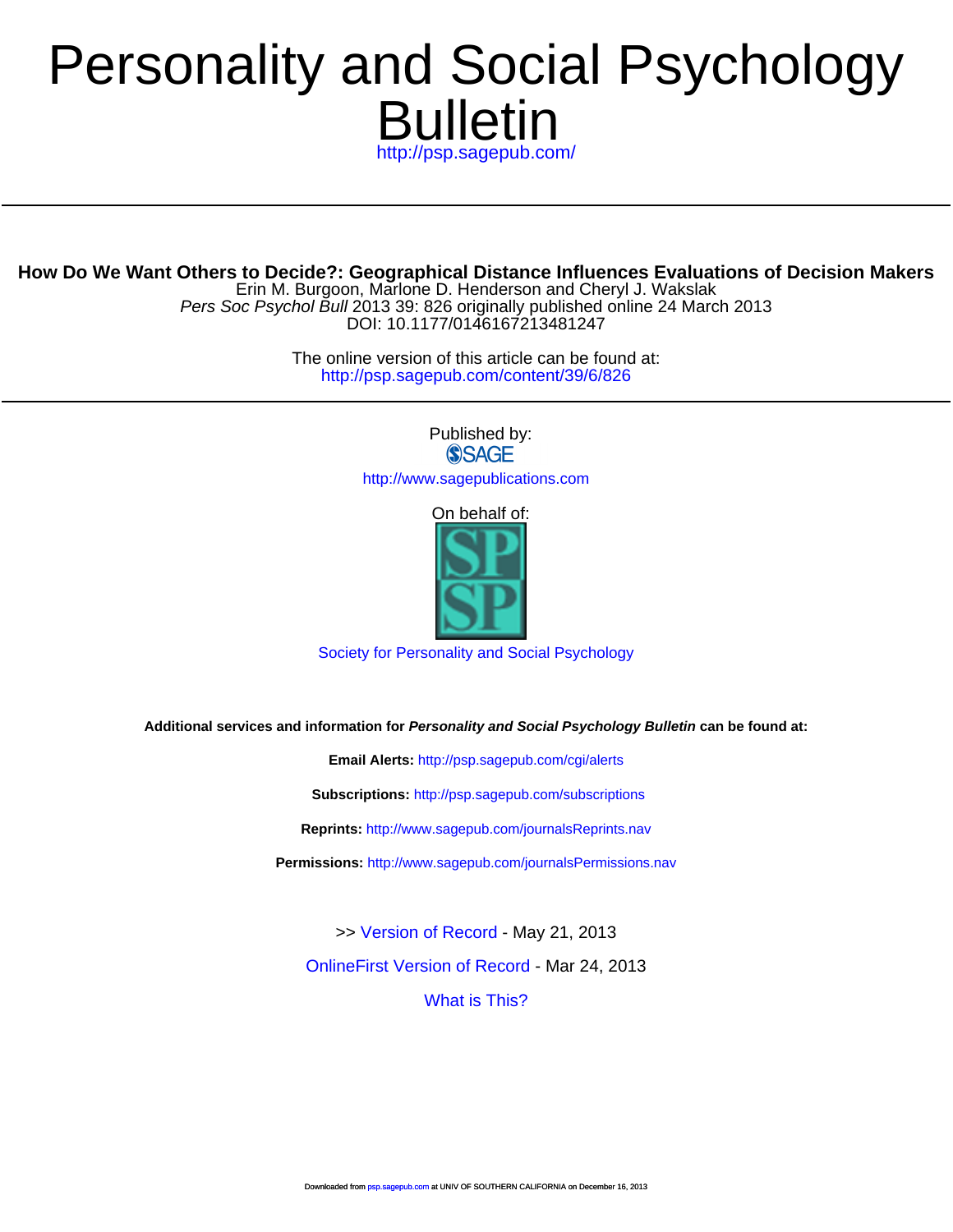# Personality and Social Psychology Bulletin

http://psp.sagepub.com/

**How Do We Want Others to Decide?: Geographical Distance Influences Evaluations of Decision Makers**

Erin M. Burgoon, Marlone D. Henderson and Cheryl J. Wakslak

*Pers Soc Psychol Bull* 2013 39: 826 originally published online 24 March 2013

DOI: 10.1177/0146167213481247

The online version of this article can be found at:

http://psp.sagepub.com/content/39/6/826

Published by:

SAGE

http://www.sagepublications.com

On behalf of:

Society for Personality and Social Psychology

**Additional services and information for *Personality and Social Psychology Bulletin* can be found at:**

**Email Alerts:** http://psp.sagepub.com/cgi/alerts

**Subscriptions:** http://psp.sagepub.com/subscriptions

**Reprints:** http://www.sagepub.com/journalsReprints.nav

**Permissions:** http://www.sagepub.com/journalsPermissions.nav

>> Version of Record - May 21, 2013

OnlineFirst Version of Record - Mar 24, 2013

What is This?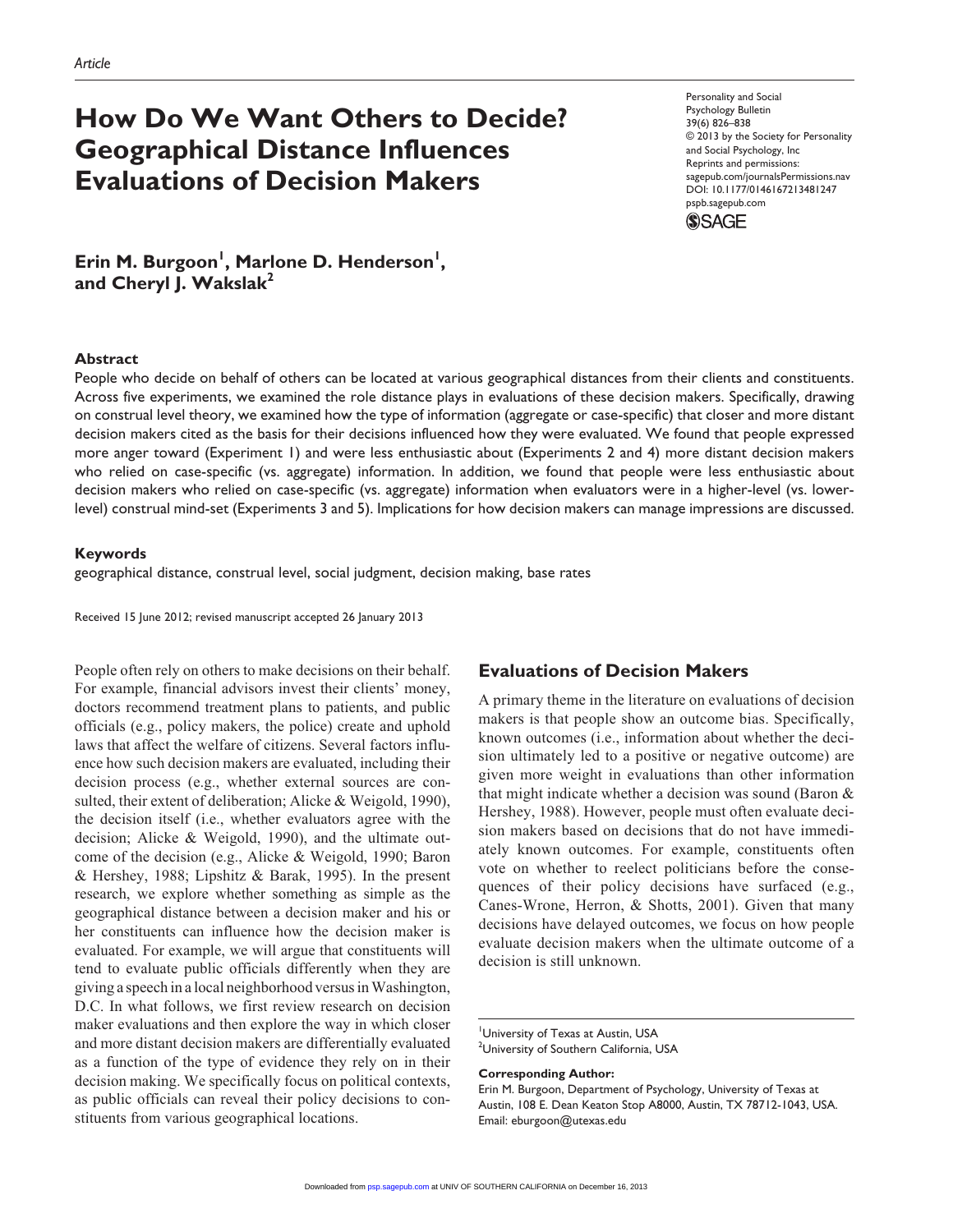*Article*

# How Do We Want Others to Decide? Geographical Distance Influences Evaluations of Decision Makers

Personality and Social Psychology Bulletin
39(6) 826–838
© 2013 by the Society for Personality and Social Psychology, Inc
Reprints and permissions: sagepub.com/journalsPermissions.nav
DOI: 10.1177/0146167213481247
pspb.sagepub.com

**Erin M. Burgoon[1], Marlone D. Henderson[1], and Cheryl J. Wakslak[2]**

## Abstract

People who decide on behalf of others can be located at various geographical distances from their clients and constituents. Across five experiments, we examined the role distance plays in evaluations of these decision makers. Specifically, drawing on construal level theory, we examined how the type of information (aggregate or case-specific) that closer and more distant decision makers cited as the basis for their decisions influenced how they were evaluated. We found that people expressed more anger toward (Experiment 1) and were less enthusiastic about (Experiments 2 and 4) more distant decision makers who relied on case-specific (vs. aggregate) information. In addition, we found that people were less enthusiastic about decision makers who relied on case-specific (vs. aggregate) information when evaluators were in a higher-level (vs. lower-level) construal mind-set (Experiments 3 and 5). Implications for how decision makers can manage impressions are discussed.

## Keywords

geographical distance, construal level, social judgment, decision making, base rates

Received 15 June 2012; revised manuscript accepted 26 January 2013

People often rely on others to make decisions on their behalf. For example, financial advisors invest their clients' money, doctors recommend treatment plans to patients, and public officials (e.g., policy makers, the police) create and uphold laws that affect the welfare of citizens. Several factors influence how such decision makers are evaluated, including their decision process (e.g., whether external sources are consulted, their extent of deliberation; Alicke & Weigold, 1990), the decision itself (i.e., whether evaluators agree with the decision; Alicke & Weigold, 1990), and the ultimate outcome of the decision (e.g., Alicke & Weigold, 1990; Baron & Hershey, 1988; Lipshitz & Barak, 1995). In the present research, we explore whether something as simple as the geographical distance between a decision maker and his or her constituents can influence how the decision maker is evaluated. For example, we will argue that constituents will tend to evaluate public officials differently when they are giving a speech in a local neighborhood versus in Washington, D.C. In what follows, we first review research on decision maker evaluations and then explore the way in which closer and more distant decision makers are differentially evaluated as a function of the type of evidence they rely on in their decision making. We specifically focus on political contexts, as public officials can reveal their policy decisions to constituents from various geographical locations.

## Evaluations of Decision Makers

A primary theme in the literature on evaluations of decision makers is that people show an outcome bias. Specifically, known outcomes (i.e., information about whether the decision ultimately led to a positive or negative outcome) are given more weight in evaluations than other information that might indicate whether a decision was sound (Baron & Hershey, 1988). However, people must often evaluate decision makers based on decisions that do not have immediately known outcomes. For example, constituents often vote on whether to reelect politicians before the consequences of their policy decisions have surfaced (e.g., Canes-Wrone, Herron, & Shotts, 2001). Given that many decisions have delayed outcomes, we focus on how people evaluate decision makers when the ultimate outcome of a decision is still unknown.

[1]University of Texas at Austin, USA
[2]University of Southern California, USA

**Corresponding Author:**
Erin M. Burgoon, Department of Psychology, University of Texas at Austin, 108 E. Dean Keaton Stop A8000, Austin, TX 78712-1043, USA.
Email: eburgoon@utexas.edu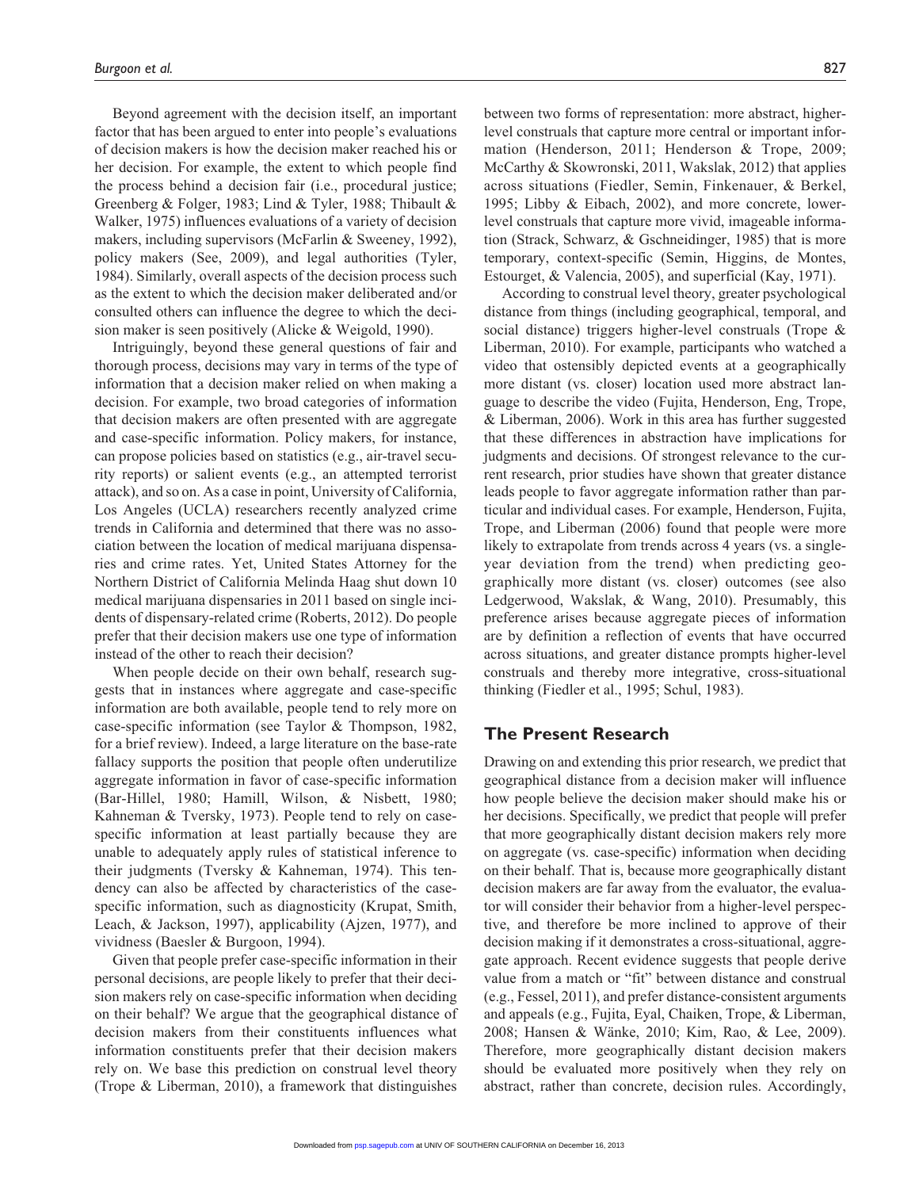Beyond agreement with the decision itself, an important factor that has been argued to enter into people's evaluations of decision makers is how the decision maker reached his or her decision. For example, the extent to which people find the process behind a decision fair (i.e., procedural justice; Greenberg & Folger, 1983; Lind & Tyler, 1988; Thibault & Walker, 1975) influences evaluations of a variety of decision makers, including supervisors (McFarlin & Sweeney, 1992), policy makers (See, 2009), and legal authorities (Tyler, 1984). Similarly, overall aspects of the decision process such as the extent to which the decision maker deliberated and/or consulted others can influence the degree to which the decision maker is seen positively (Alicke & Weigold, 1990).

Intriguingly, beyond these general questions of fair and thorough process, decisions may vary in terms of the type of information that a decision maker relied on when making a decision. For example, two broad categories of information that decision makers are often presented with are aggregate and case-specific information. Policy makers, for instance, can propose policies based on statistics (e.g., air-travel security reports) or salient events (e.g., an attempted terrorist attack), and so on. As a case in point, University of California, Los Angeles (UCLA) researchers recently analyzed crime trends in California and determined that there was no association between the location of medical marijuana dispensaries and crime rates. Yet, United States Attorney for the Northern District of California Melinda Haag shut down 10 medical marijuana dispensaries in 2011 based on single incidents of dispensary-related crime (Roberts, 2012). Do people prefer that their decision makers use one type of information instead of the other to reach their decision?

When people decide on their own behalf, research suggests that in instances where aggregate and case-specific information are both available, people tend to rely more on case-specific information (see Taylor & Thompson, 1982, for a brief review). Indeed, a large literature on the base-rate fallacy supports the position that people often underutilize aggregate information in favor of case-specific information (Bar-Hillel, 1980; Hamill, Wilson, & Nisbett, 1980; Kahneman & Tversky, 1973). People tend to rely on case-specific information at least partially because they are unable to adequately apply rules of statistical inference to their judgments (Tversky & Kahneman, 1974). This tendency can also be affected by characteristics of the case-specific information, such as diagnosticity (Krupat, Smith, Leach, & Jackson, 1997), applicability (Ajzen, 1977), and vividness (Baesler & Burgoon, 1994).

Given that people prefer case-specific information in their personal decisions, are people likely to prefer that their decision makers rely on case-specific information when deciding on their behalf? We argue that the geographical distance of decision makers from their constituents influences what information constituents prefer that their decision makers rely on. We base this prediction on construal level theory (Trope & Liberman, 2010), a framework that distinguishes between two forms of representation: more abstract, higher-level construals that capture more central or important information (Henderson, 2011; Henderson & Trope, 2009; McCarthy & Skowronski, 2011, Wakslak, 2012) that applies across situations (Fiedler, Semin, Finkenauer, & Berkel, 1995; Libby & Eibach, 2002), and more concrete, lower-level construals that capture more vivid, imageable information (Strack, Schwarz, & Gschneidinger, 1985) that is more temporary, context-specific (Semin, Higgins, de Montes, Estourget, & Valencia, 2005), and superficial (Kay, 1971).

According to construal level theory, greater psychological distance from things (including geographical, temporal, and social distance) triggers higher-level construals (Trope & Liberman, 2010). For example, participants who watched a video that ostensibly depicted events at a geographically more distant (vs. closer) location used more abstract language to describe the video (Fujita, Henderson, Eng, Trope, & Liberman, 2006). Work in this area has further suggested that these differences in abstraction have implications for judgments and decisions. Of strongest relevance to the current research, prior studies have shown that greater distance leads people to favor aggregate information rather than particular and individual cases. For example, Henderson, Fujita, Trope, and Liberman (2006) found that people were more likely to extrapolate from trends across 4 years (vs. a single-year deviation from the trend) when predicting geographically more distant (vs. closer) outcomes (see also Ledgerwood, Wakslak, & Wang, 2010). Presumably, this preference arises because aggregate pieces of information are by definition a reflection of events that have occurred across situations, and greater distance prompts higher-level construals and thereby more integrative, cross-situational thinking (Fiedler et al., 1995; Schul, 1983).

## The Present Research

Drawing on and extending this prior research, we predict that geographical distance from a decision maker will influence how people believe the decision maker should make his or her decisions. Specifically, we predict that people will prefer that more geographically distant decision makers rely more on aggregate (vs. case-specific) information when deciding on their behalf. That is, because more geographically distant decision makers are far away from the evaluator, the evaluator will consider their behavior from a higher-level perspective, and therefore be more inclined to approve of their decision making if it demonstrates a cross-situational, aggregate approach. Recent evidence suggests that people derive value from a match or "fit" between distance and construal (e.g., Fessel, 2011), and prefer distance-consistent arguments and appeals (e.g., Fujita, Eyal, Chaiken, Trope, & Liberman, 2008; Hansen & Wänke, 2010; Kim, Rao, & Lee, 2009). Therefore, more geographically distant decision makers should be evaluated more positively when they rely on abstract, rather than concrete, decision rules. Accordingly,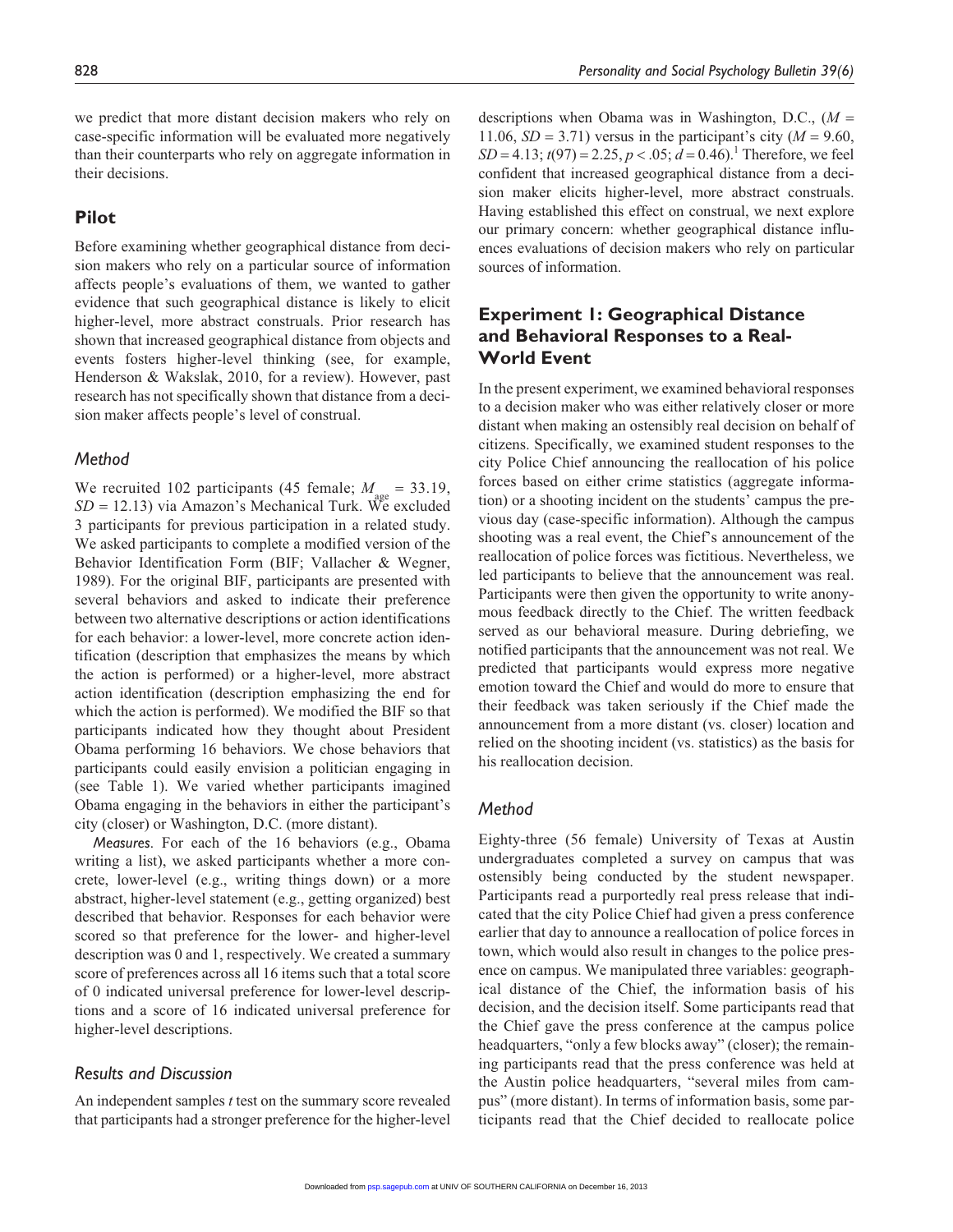we predict that more distant decision makers who rely on case-specific information will be evaluated more negatively than their counterparts who rely on aggregate information in their decisions.

## Pilot

Before examining whether geographical distance from decision makers who rely on a particular source of information affects people's evaluations of them, we wanted to gather evidence that such geographical distance is likely to elicit higher-level, more abstract construals. Prior research has shown that increased geographical distance from objects and events fosters higher-level thinking (see, for example, Henderson & Wakslak, 2010, for a review). However, past research has not specifically shown that distance from a decision maker affects people's level of construal.

### *Method*

We recruited 102 participants (45 female; $M_{age}$ = 33.19, $SD$ = 12.13) via Amazon's Mechanical Turk. We excluded 3 participants for previous participation in a related study. We asked participants to complete a modified version of the Behavior Identification Form (BIF; Vallacher & Wegner, 1989). For the original BIF, participants are presented with several behaviors and asked to indicate their preference between two alternative descriptions or action identifications for each behavior: a lower-level, more concrete action identification (description that emphasizes the means by which the action is performed) or a higher-level, more abstract action identification (description emphasizing the end for which the action is performed). We modified the BIF so that participants indicated how they thought about President Obama performing 16 behaviors. We chose behaviors that participants could easily envision a politician engaging in (see Table 1). We varied whether participants imagined Obama engaging in the behaviors in either the participant's city (closer) or Washington, D.C. (more distant).

*Measures*. For each of the 16 behaviors (e.g., Obama writing a list), we asked participants whether a more concrete, lower-level (e.g., writing things down) or a more abstract, higher-level statement (e.g., getting organized) best described that behavior. Responses for each behavior were scored so that preference for the lower- and higher-level description was 0 and 1, respectively. We created a summary score of preferences across all 16 items such that a total score of 0 indicated universal preference for lower-level descriptions and a score of 16 indicated universal preference for higher-level descriptions.

### *Results and Discussion*

An independent samples *t* test on the summary score revealed that participants had a stronger preference for the higher-level descriptions when Obama was in Washington, D.C., ($M$ = 11.06, $SD$ = 3.71) versus in the participant's city ($M$ = 9.60, $SD$ = 4.13; $t(97) = 2.25$, $p < .05$; $d = 0.46$).[1] Therefore, we feel confident that increased geographical distance from a decision maker elicits higher-level, more abstract construals. Having established this effect on construal, we next explore our primary concern: whether geographical distance influences evaluations of decision makers who rely on particular sources of information.

## Experiment 1: Geographical Distance and Behavioral Responses to a Real-World Event

In the present experiment, we examined behavioral responses to a decision maker who was either relatively closer or more distant when making an ostensibly real decision on behalf of citizens. Specifically, we examined student responses to the city Police Chief announcing the reallocation of his police forces based on either crime statistics (aggregate information) or a shooting incident on the students' campus the previous day (case-specific information). Although the campus shooting was a real event, the Chief's announcement of the reallocation of police forces was fictitious. Nevertheless, we led participants to believe that the announcement was real. Participants were then given the opportunity to write anonymous feedback directly to the Chief. The written feedback served as our behavioral measure. During debriefing, we notified participants that the announcement was not real. We predicted that participants would express more negative emotion toward the Chief and would do more to ensure that their feedback was taken seriously if the Chief made the announcement from a more distant (vs. closer) location and relied on the shooting incident (vs. statistics) as the basis for his reallocation decision.

### *Method*

Eighty-three (56 female) University of Texas at Austin undergraduates completed a survey on campus that was ostensibly being conducted by the student newspaper. Participants read a purportedly real press release that indicated that the city Police Chief had given a press conference earlier that day to announce a reallocation of police forces in town, which would also result in changes to the police presence on campus. We manipulated three variables: geographical distance of the Chief, the information basis of his decision, and the decision itself. Some participants read that the Chief gave the press conference at the campus police headquarters, "only a few blocks away" (closer); the remaining participants read that the press conference was held at the Austin police headquarters, "several miles from campus" (more distant). In terms of information basis, some participants read that the Chief decided to reallocate police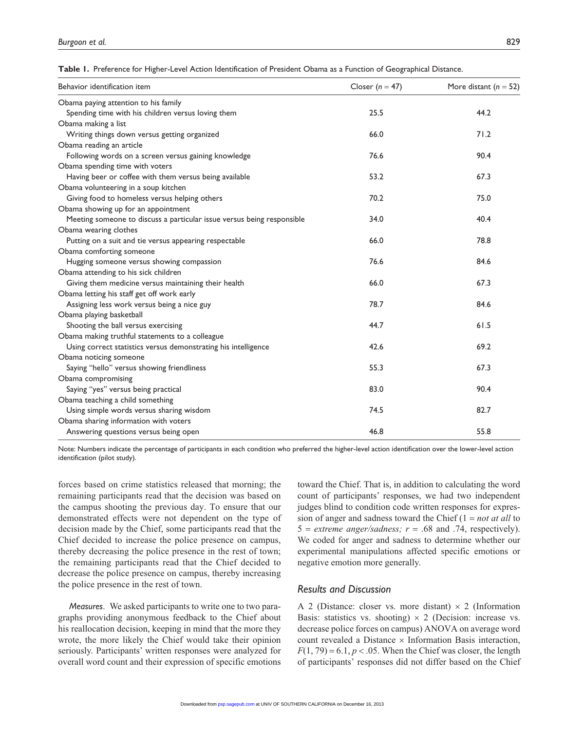**Table 1.** Preference for Higher-Level Action Identification of President Obama as a Function of Geographical Distance.

| Behavior identification item | Closer ($n$ = 47) | More distant ($n$ = 52) |
|---|---|---|
| Obama paying attention to his family | | |
| Spending time with his children versus loving them | 25.5 | 44.2 |
| Obama making a list | | |
| Writing things down versus getting organized | 66.0 | 71.2 |
| Obama reading an article | | |
| Following words on a screen versus gaining knowledge | 76.6 | 90.4 |
| Obama spending time with voters | | |
| Having beer or coffee with them versus being available | 53.2 | 67.3 |
| Obama volunteering in a soup kitchen | | |
| Giving food to homeless versus helping others | 70.2 | 75.0 |
| Obama showing up for an appointment | | |
| Meeting someone to discuss a particular issue versus being responsible | 34.0 | 40.4 |
| Obama wearing clothes | | |
| Putting on a suit and tie versus appearing respectable | 66.0 | 78.8 |
| Obama comforting someone | | |
| Hugging someone versus showing compassion | 76.6 | 84.6 |
| Obama attending to his sick children | | |
| Giving them medicine versus maintaining their health | 66.0 | 67.3 |
| Obama letting his staff get off work early | | |
| Assigning less work versus being a nice guy | 78.7 | 84.6 |
| Obama playing basketball | | |
| Shooting the ball versus exercising | 44.7 | 61.5 |
| Obama making truthful statements to a colleague | | |
| Using correct statistics versus demonstrating his intelligence | 42.6 | 69.2 |
| Obama noticing someone | | |
| Saying "hello" versus showing friendliness | 55.3 | 67.3 |
| Obama compromising | | |
| Saying "yes" versus being practical | 83.0 | 90.4 |
| Obama teaching a child something | | |
| Using simple words versus sharing wisdom | 74.5 | 82.7 |
| Obama sharing information with voters | | |
| Answering questions versus being open | 46.8 | 55.8 |

Note: Numbers indicate the percentage of participants in each condition who preferred the higher-level action identification over the lower-level action identification (pilot study).

forces based on crime statistics released that morning; the remaining participants read that the decision was based on the campus shooting the previous day. To ensure that our demonstrated effects were not dependent on the type of decision made by the Chief, some participants read that the Chief decided to increase the police presence on campus, thereby decreasing the police presence in the rest of town; the remaining participants read that the Chief decided to decrease the police presence on campus, thereby increasing the police presence in the rest of town.

*Measures*. We asked participants to write one to two paragraphs providing anonymous feedback to the Chief about his reallocation decision, keeping in mind that the more they wrote, the more likely the Chief would take their opinion seriously. Participants' written responses were analyzed for overall word count and their expression of specific emotions toward the Chief. That is, in addition to calculating the word count of participants' responses, we had two independent judges blind to condition code written responses for expression of anger and sadness toward the Chief (1 = *not at all* to 5 = *extreme anger/sadness;* $r$ = .68 and .74, respectively). We coded for anger and sadness to determine whether our experimental manipulations affected specific emotions or negative emotion more generally.

### Results and Discussion

A 2 (Distance: closer vs. more distant) × 2 (Information Basis: statistics vs. shooting) × 2 (Decision: increase vs. decrease police forces on campus) ANOVA on average word count revealed a Distance × Information Basis interaction, $F(1, 79) = 6.1$, $p < .05$. When the Chief was closer, the length of participants' responses did not differ based on the Chief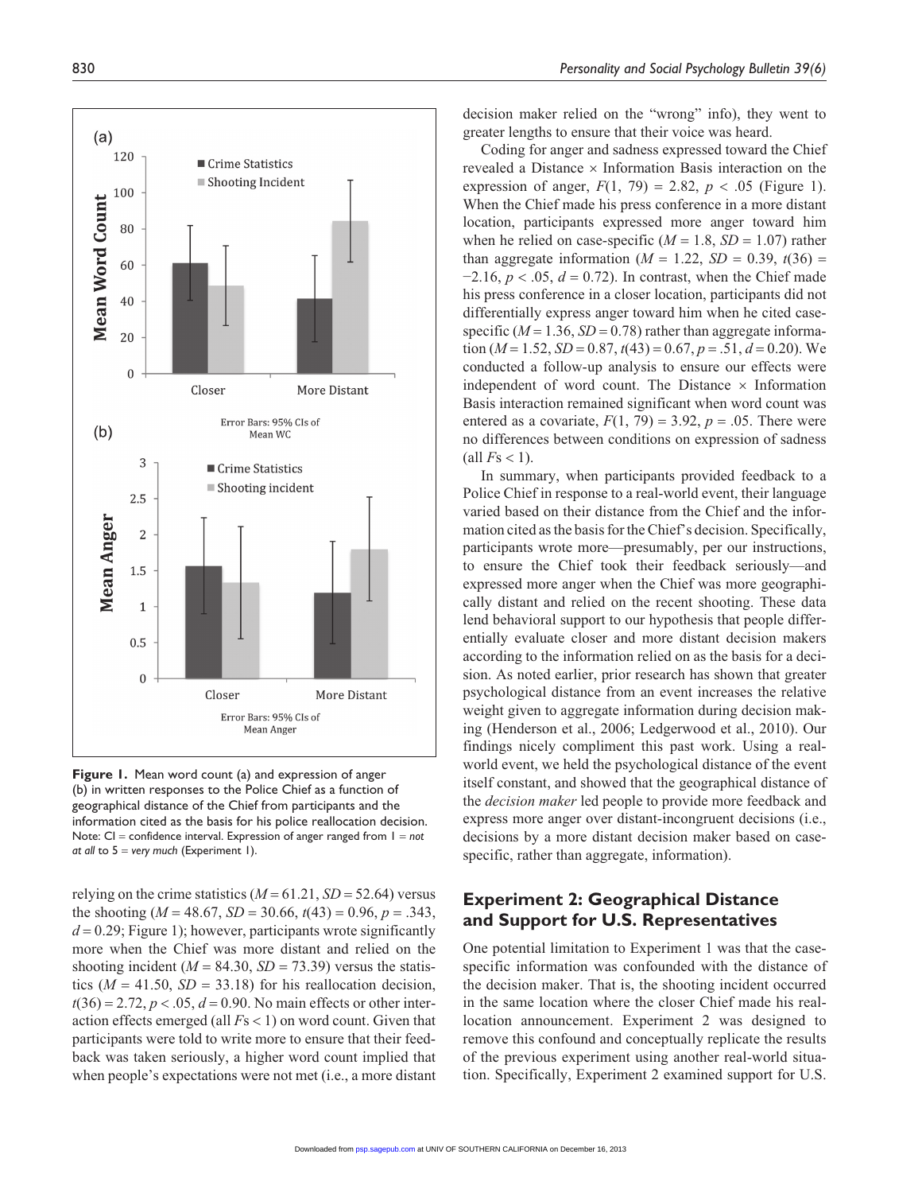**Figure 1.** Mean word count (a) and expression of anger (b) in written responses to the Police Chief as a function of geographical distance of the Chief from participants and the information cited as the basis for his police reallocation decision. Note: CI = confidence interval. Expression of anger ranged from 1 = *not at all* to 5 = *very much* (Experiment 1).

relying on the crime statistics ($M = 61.21$, $SD = 52.64$) versus the shooting ($M = 48.67$, $SD = 30.66$, $t(43) = 0.96$, $p = .343$, $d = 0.29$; Figure 1); however, participants wrote significantly more when the Chief was more distant and relied on the shooting incident ($M = 84.30$, $SD = 73.39$) versus the statistics ($M = 41.50$, $SD = 33.18$) for his reallocation decision, $t(36) = 2.72$, $p < .05$, $d = 0.90$. No main effects or other interaction effects emerged (all $F$s < 1) on word count. Given that participants were told to write more to ensure that their feedback was taken seriously, a higher word count implied that when people's expectations were not met (i.e., a more distant decision maker relied on the "wrong" info), they went to greater lengths to ensure that their voice was heard.

Coding for anger and sadness expressed toward the Chief revealed a Distance × Information Basis interaction on the expression of anger, $F(1, 79) = 2.82$, $p < .05$ (Figure 1). When the Chief made his press conference in a more distant location, participants expressed more anger toward him when he relied on case-specific ($M = 1.8$, $SD = 1.07$) rather than aggregate information ($M = 1.22$, $SD = 0.39$, $t(36) = -2.16$, $p < .05$, $d = 0.72$). In contrast, when the Chief made his press conference in a closer location, participants did not differentially express anger toward him when he cited case-specific ($M = 1.36$, $SD = 0.78$) rather than aggregate information ($M = 1.52$, $SD = 0.87$, $t(43) = 0.67$, $p = .51$, $d = 0.20$). We conducted a follow-up analysis to ensure our effects were independent of word count. The Distance × Information Basis interaction remained significant when word count was entered as a covariate, $F(1, 79) = 3.92$, $p = .05$. There were no differences between conditions on expression of sadness (all $F$s < 1).

In summary, when participants provided feedback to a Police Chief in response to a real-world event, their language varied based on their distance from the Chief and the information cited as the basis for the Chief's decision. Specifically, participants wrote more—presumably, per our instructions, to ensure the Chief took their feedback seriously—and expressed more anger when the Chief was more geographically distant and relied on the recent shooting. These data lend behavioral support to our hypothesis that people differentially evaluate closer and more distant decision makers according to the information relied on as the basis for a decision. As noted earlier, prior research has shown that greater psychological distance from an event increases the relative weight given to aggregate information during decision making (Henderson et al., 2006; Ledgerwood et al., 2010). Our findings nicely compliment this past work. Using a real-world event, we held the psychological distance of the event itself constant, and showed that the geographical distance of the *decision maker* led people to provide more feedback and express more anger over distant-incongruent decisions (i.e., decisions by a more distant decision maker based on case-specific, rather than aggregate, information).

## Experiment 2: Geographical Distance and Support for U.S. Representatives

One potential limitation to Experiment 1 was that the case-specific information was confounded with the distance of the decision maker. That is, the shooting incident occurred in the same location where the closer Chief made his real-location announcement. Experiment 2 was designed to remove this confound and conceptually replicate the results of the previous experiment using another real-world situation. Specifically, Experiment 2 examined support for U.S.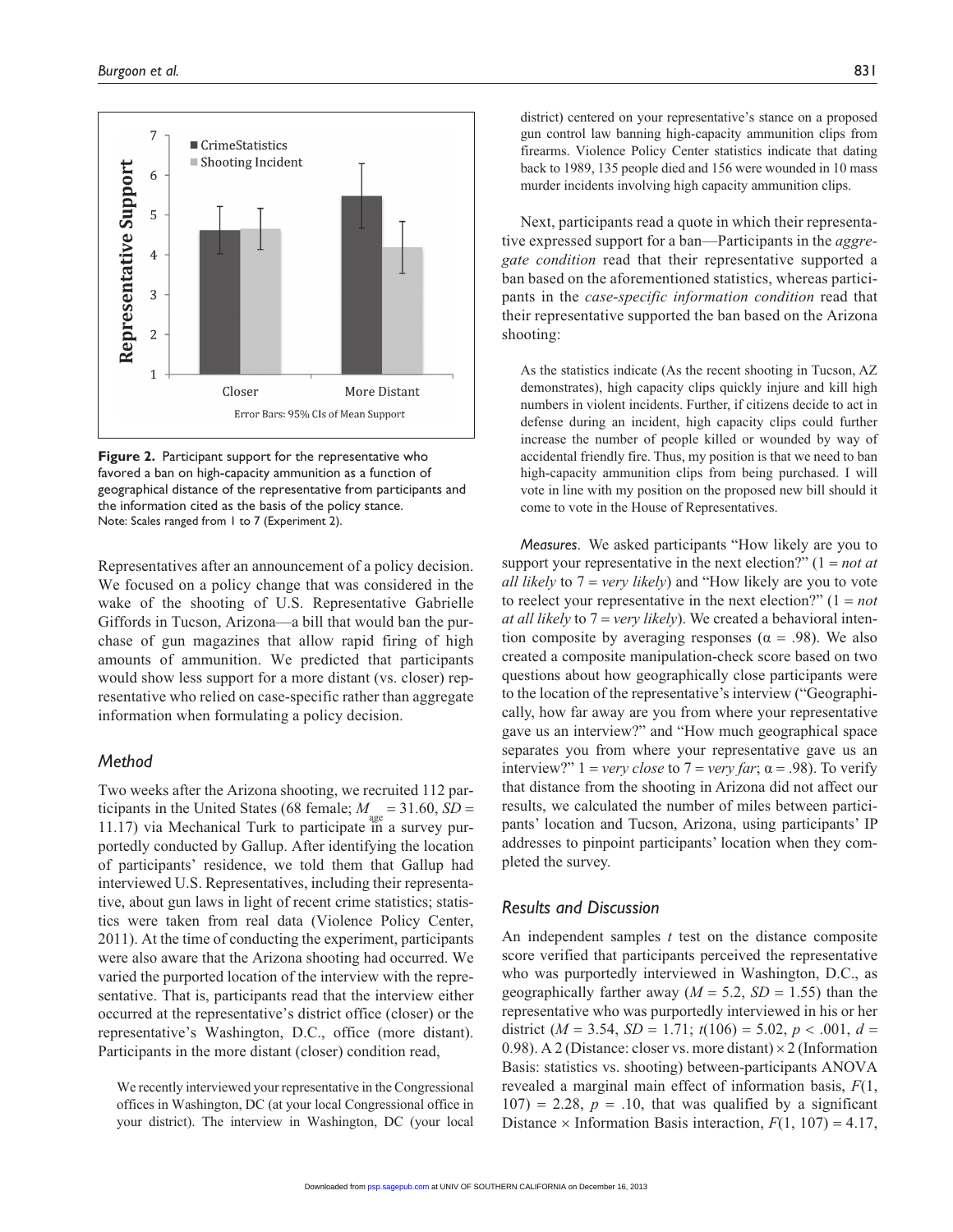Figure 2. Participant support for the representative who favored a ban on high-capacity ammunition as a function of geographical distance of the representative from participants and the information cited as the basis of the policy stance.
Note: Scales ranged from 1 to 7 (Experiment 2).

Representatives after an announcement of a policy decision. We focused on a policy change that was considered in the wake of the shooting of U.S. Representative Gabrielle Giffords in Tucson, Arizona—a bill that would ban the purchase of gun magazines that allow rapid firing of high amounts of ammunition. We predicted that participants would show less support for a more distant (vs. closer) representative who relied on case-specific rather than aggregate information when formulating a policy decision.

### Method

Two weeks after the Arizona shooting, we recruited 112 participants in the United States (68 female; $M_{age} = 31.60$, $SD = 11.17$) via Mechanical Turk to participate in a survey purportedly conducted by Gallup. After identifying the location of participants' residence, we told them that Gallup had interviewed U.S. Representatives, including their representative, about gun laws in light of recent crime statistics; statistics were taken from real data (Violence Policy Center, 2011). At the time of conducting the experiment, participants were also aware that the Arizona shooting had occurred. We varied the purported location of the interview with the representative. That is, participants read that the interview either occurred at the representative's district office (closer) or the representative's Washington, D.C., office (more distant). Participants in the more distant (closer) condition read,

> We recently interviewed your representative in the Congressional offices in Washington, DC (at your local Congressional office in your district). The interview in Washington, DC (your local district) centered on your representative's stance on a proposed gun control law banning high-capacity ammunition clips from firearms. Violence Policy Center statistics indicate that dating back to 1989, 135 people died and 156 were wounded in 10 mass murder incidents involving high capacity ammunition clips.

Next, participants read a quote in which their representative expressed support for a ban—Participants in the *aggregate condition* read that their representative supported a ban based on the aforementioned statistics, whereas participants in the *case-specific information condition* read that their representative supported the ban based on the Arizona shooting:

> As the statistics indicate (As the recent shooting in Tucson, AZ demonstrates), high capacity clips quickly injure and kill high numbers in violent incidents. Further, if citizens decide to act in defense during an incident, high capacity clips could further increase the number of people killed or wounded by way of accidental friendly fire. Thus, my position is that we need to ban high-capacity ammunition clips from being purchased. I will vote in line with my position on the proposed new bill should it come to vote in the House of Representatives.

*Measures*. We asked participants "How likely are you to support your representative in the next election?" (1 = *not at all likely* to 7 = *very likely*) and "How likely are you to vote to reelect your representative in the next election?" (1 = *not at all likely* to 7 = *very likely*). We created a behavioral intention composite by averaging responses ($\alpha = .98$). We also created a composite manipulation-check score based on two questions about how geographically close participants were to the location of the representative's interview ("Geographically, how far away are you from where your representative gave us an interview?" and "How much geographical space separates you from where your representative gave us an interview?" 1 = *very close* to 7 = *very far*; $\alpha = .98$). To verify that distance from the shooting in Arizona did not affect our results, we calculated the number of miles between participants' location and Tucson, Arizona, using participants' IP addresses to pinpoint participants' location when they completed the survey.

### Results and Discussion

An independent samples *t* test on the distance composite score verified that participants perceived the representative who was purportedly interviewed in Washington, D.C., as geographically farther away ($M = 5.2$, $SD = 1.55$) than the representative who was purportedly interviewed in his or her district ($M = 3.54$, $SD = 1.71$; $t(106) = 5.02$, $p < .001$, $d = 0.98$). A 2 (Distance: closer vs. more distant) × 2 (Information Basis: statistics vs. shooting) between-participants ANOVA revealed a marginal main effect of information basis, $F(1, 107) = 2.28$, $p = .10$, that was qualified by a significant Distance × Information Basis interaction, $F(1, 107) = 4.17$,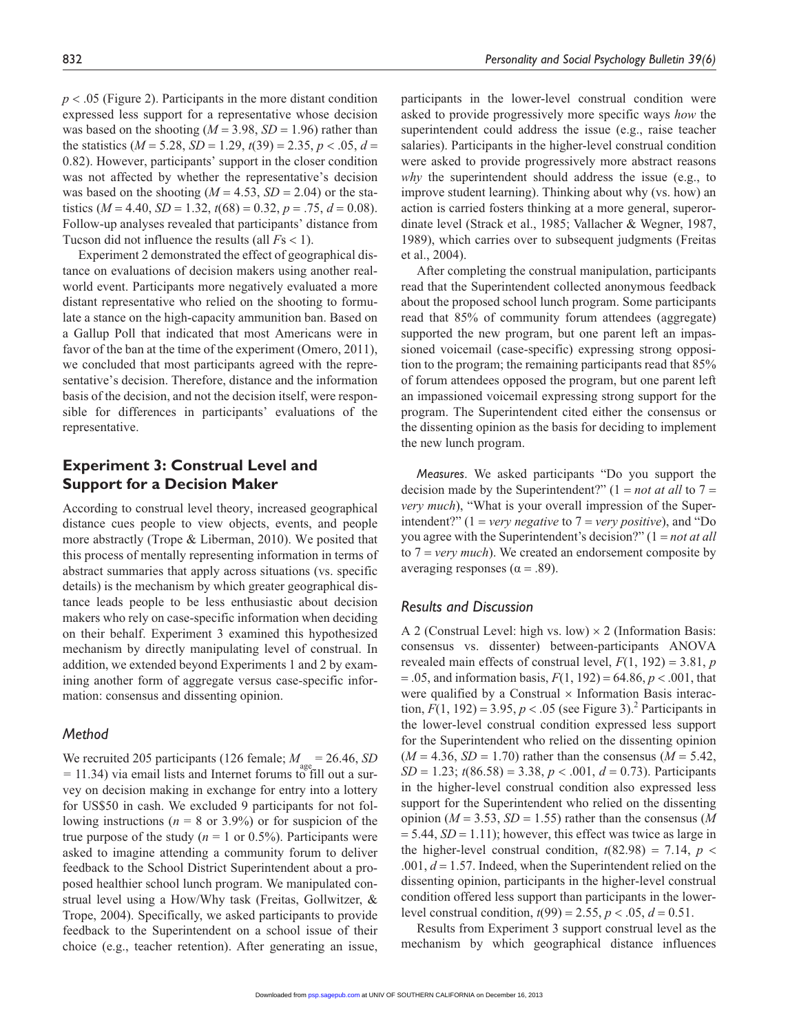$p < .05$ (Figure 2). Participants in the more distant condition expressed less support for a representative whose decision was based on the shooting ($M = 3.98$, $SD = 1.96$) rather than the statistics ($M = 5.28$, $SD = 1.29$, $t(39) = 2.35$, $p < .05$, $d = 0.82$). However, participants' support in the closer condition was not affected by whether the representative's decision was based on the shooting ($M = 4.53$, $SD = 2.04$) or the statistics ($M = 4.40$, $SD = 1.32$, $t(68) = 0.32$, $p = .75$, $d = 0.08$). Follow-up analyses revealed that participants' distance from Tucson did not influence the results (all $F$s < 1).

Experiment 2 demonstrated the effect of geographical distance on evaluations of decision makers using another real-world event. Participants more negatively evaluated a more distant representative who relied on the shooting to formulate a stance on the high-capacity ammunition ban. Based on a Gallup Poll that indicated that most Americans were in favor of the ban at the time of the experiment (Omero, 2011), we concluded that most participants agreed with the representative's decision. Therefore, distance and the information basis of the decision, and not the decision itself, were responsible for differences in participants' evaluations of the representative.

## Experiment 3: Construal Level and Support for a Decision Maker

According to construal level theory, increased geographical distance cues people to view objects, events, and people more abstractly (Trope & Liberman, 2010). We posited that this process of mentally representing information in terms of abstract summaries that apply across situations (vs. specific details) is the mechanism by which greater geographical distance leads people to be less enthusiastic about decision makers who rely on case-specific information when deciding on their behalf. Experiment 3 examined this hypothesized mechanism by directly manipulating level of construal. In addition, we extended beyond Experiments 1 and 2 by examining another form of aggregate versus case-specific information: consensus and dissenting opinion.

### Method

We recruited 205 participants (126 female; $M_{age} = 26.46$, $SD = 11.34$) via email lists and Internet forums to fill out a survey on decision making in exchange for entry into a lottery for US$50 in cash. We excluded 9 participants for not following instructions ($n = 8$ or 3.9%) or for suspicion of the true purpose of the study ($n = 1$ or 0.5%). Participants were asked to imagine attending a community forum to deliver feedback to the School District Superintendent about a proposed healthier school lunch program. We manipulated construal level using a How/Why task (Freitas, Gollwitzer, & Trope, 2004). Specifically, we asked participants to provide feedback to the Superintendent on a school issue of their choice (e.g., teacher retention). After generating an issue, participants in the lower-level construal condition were asked to provide progressively more specific ways *how* the superintendent could address the issue (e.g., raise teacher salaries). Participants in the higher-level construal condition were asked to provide progressively more abstract reasons *why* the superintendent should address the issue (e.g., to improve student learning). Thinking about why (vs. how) an action is carried fosters thinking at a more general, superordinate level (Strack et al., 1985; Vallacher & Wegner, 1987, 1989), which carries over to subsequent judgments (Freitas et al., 2004).

After completing the construal manipulation, participants read that the Superintendent collected anonymous feedback about the proposed school lunch program. Some participants read that 85% of community forum attendees (aggregate) supported the new program, but one parent left an impassioned voicemail (case-specific) expressing strong opposition to the program; the remaining participants read that 85% of forum attendees opposed the program, but one parent left an impassioned voicemail expressing strong support for the program. The Superintendent cited either the consensus or the dissenting opinion as the basis for deciding to implement the new lunch program.

*Measures*. We asked participants "Do you support the decision made by the Superintendent?" (1 = *not at all* to 7 = *very much*), "What is your overall impression of the Superintendent?" (1 = *very negative* to 7 = *very positive*), and "Do you agree with the Superintendent's decision?" (1 = *not at all* to 7 = *very much*). We created an endorsement composite by averaging responses ($\alpha = .89$).

### Results and Discussion

A 2 (Construal Level: high vs. low) × 2 (Information Basis: consensus vs. dissenter) between-participants ANOVA revealed main effects of construal level, $F(1, 192) = 3.81$, $p = .05$, and information basis, $F(1, 192) = 64.86$, $p < .001$, that were qualified by a Construal × Information Basis interaction, $F(1, 192) = 3.95$, $p < .05$ (see Figure 3).[2] Participants in the lower-level construal condition expressed less support for the Superintendent who relied on the dissenting opinion ($M = 4.36$, $SD = 1.70$) rather than the consensus ($M = 5.42$, $SD = 1.23$; $t(86.58) = 3.38$, $p < .001$, $d = 0.73$). Participants in the higher-level construal condition also expressed less support for the Superintendent who relied on the dissenting opinion ($M = 3.53$, $SD = 1.55$) rather than the consensus ($M = 5.44$, $SD = 1.11$); however, this effect was twice as large in the higher-level construal condition, $t(82.98) = 7.14$, $p < .001$, $d = 1.57$. Indeed, when the Superintendent relied on the dissenting opinion, participants in the higher-level construal condition offered less support than participants in the lower-level construal condition, $t(99) = 2.55$, $p < .05$, $d = 0.51$.

Results from Experiment 3 support construal level as the mechanism by which geographical distance influences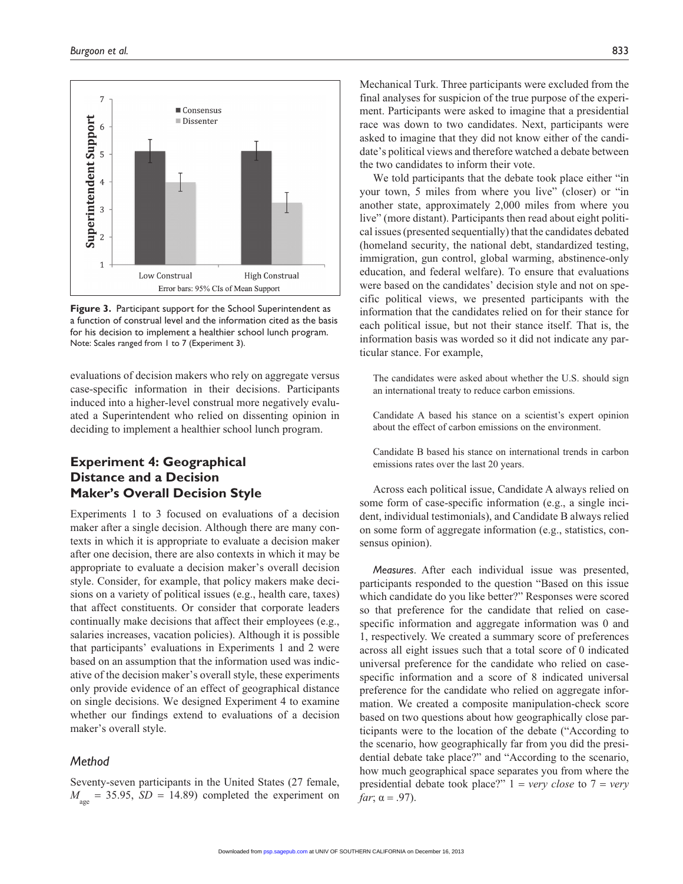Figure 3. Participant support for the School Superintendent as a function of construal level and the information cited as the basis for his decision to implement a healthier school lunch program.
Note: Scales ranged from 1 to 7 (Experiment 3).

evaluations of decision makers who rely on aggregate versus case-specific information in their decisions. Participants induced into a higher-level construal more negatively evaluated a Superintendent who relied on dissenting opinion in deciding to implement a healthier school lunch program.

## Experiment 4: Geographical Distance and a Decision Maker's Overall Decision Style

Experiments 1 to 3 focused on evaluations of a decision maker after a single decision. Although there are many contexts in which it is appropriate to evaluate a decision maker after one decision, there are also contexts in which it may be appropriate to evaluate a decision maker's overall decision style. Consider, for example, that policy makers make decisions on a variety of political issues (e.g., health care, taxes) that affect constituents. Or consider that corporate leaders continually make decisions that affect their employees (e.g., salaries increases, vacation policies). Although it is possible that participants' evaluations in Experiments 1 and 2 were based on an assumption that the information used was indicative of the decision maker's overall style, these experiments only provide evidence of an effect of geographical distance on single decisions. We designed Experiment 4 to examine whether our findings extend to evaluations of a decision maker's overall style.

### *Method*

Seventy-seven participants in the United States (27 female, $M_{age}$ = 35.95, $SD$ = 14.89) completed the experiment on Mechanical Turk. Three participants were excluded from the final analyses for suspicion of the true purpose of the experiment. Participants were asked to imagine that a presidential race was down to two candidates. Next, participants were asked to imagine that they did not know either of the candidate's political views and therefore watched a debate between the two candidates to inform their vote.

We told participants that the debate took place either "in your town, 5 miles from where you live" (closer) or "in another state, approximately 2,000 miles from where you live" (more distant). Participants then read about eight political issues (presented sequentially) that the candidates debated (homeland security, the national debt, standardized testing, immigration, gun control, global warming, abstinence-only education, and federal welfare). To ensure that evaluations were based on the candidates' decision style and not on specific political views, we presented participants with the information that the candidates relied on for their stance for each political issue, but not their stance itself. That is, the information basis was worded so it did not indicate any particular stance. For example,

> The candidates were asked about whether the U.S. should sign an international treaty to reduce carbon emissions.
>
> Candidate A based his stance on a scientist's expert opinion about the effect of carbon emissions on the environment.
>
> Candidate B based his stance on international trends in carbon emissions rates over the last 20 years.

Across each political issue, Candidate A always relied on some form of case-specific information (e.g., a single incident, individual testimonials), and Candidate B always relied on some form of aggregate information (e.g., statistics, consensus opinion).

*Measures*. After each individual issue was presented, participants responded to the question "Based on this issue which candidate do you like better?" Responses were scored so that preference for the candidate that relied on case-specific information and aggregate information was 0 and 1, respectively. We created a summary score of preferences across all eight issues such that a total score of 0 indicated universal preference for the candidate who relied on case-specific information and a score of 8 indicated universal preference for the candidate who relied on aggregate information. We created a composite manipulation-check score based on two questions about how geographically close participants were to the location of the debate ("According to the scenario, how geographically far from you did the presidential debate take place?" and "According to the scenario, how much geographical space separates you from where the presidential debate took place?" 1 = *very close* to 7 = *very far*; α = .97).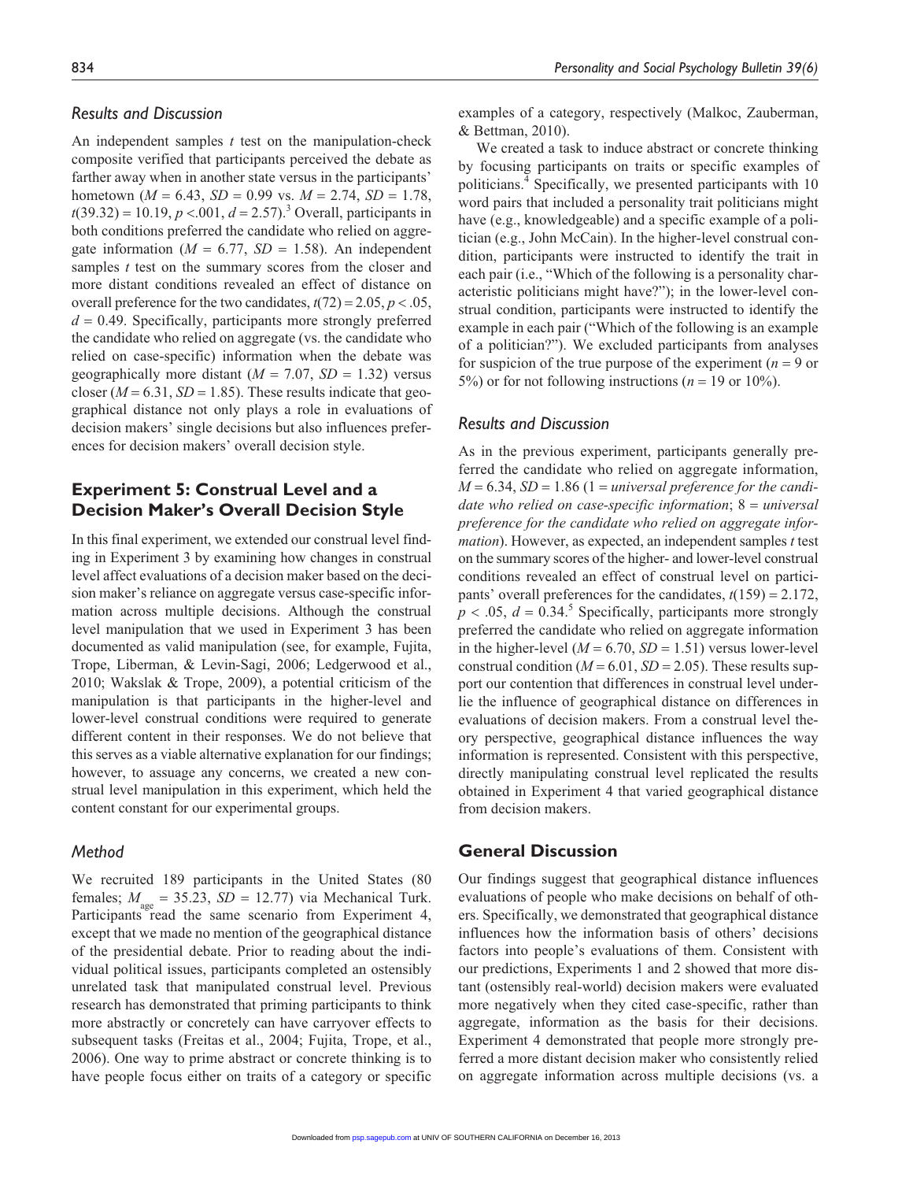### Results and Discussion

An independent samples *t* test on the manipulation-check composite verified that participants perceived the debate as farther away when in another state versus in the participants' hometown ($M = 6.43$, $SD = 0.99$ vs. $M = 2.74$, $SD = 1.78$, $t(39.32) = 10.19$, $p < .001$, $d = 2.57$).[3] Overall, participants in both conditions preferred the candidate who relied on aggregate information ($M = 6.77$, $SD = 1.58$). An independent samples *t* test on the summary scores from the closer and more distant conditions revealed an effect of distance on overall preference for the two candidates, $t(72) = 2.05$, $p < .05$, $d = 0.49$. Specifically, participants more strongly preferred the candidate who relied on aggregate (vs. the candidate who relied on case-specific) information when the debate was geographically more distant ($M = 7.07$, $SD = 1.32$) versus closer ($M = 6.31$, $SD = 1.85$). These results indicate that geographical distance not only plays a role in evaluations of decision makers' single decisions but also influences preferences for decision makers' overall decision style.

## Experiment 5: Construal Level and a Decision Maker's Overall Decision Style

In this final experiment, we extended our construal level finding in Experiment 3 by examining how changes in construal level affect evaluations of a decision maker based on the decision maker's reliance on aggregate versus case-specific information across multiple decisions. Although the construal level manipulation that we used in Experiment 3 has been documented as valid manipulation (see, for example, Fujita, Trope, Liberman, & Levin-Sagi, 2006; Ledgerwood et al., 2010; Wakslak & Trope, 2009), a potential criticism of the manipulation is that participants in the higher-level and lower-level construal conditions were required to generate different content in their responses. We do not believe that this serves as a viable alternative explanation for our findings; however, to assuage any concerns, we created a new construal level manipulation in this experiment, which held the content constant for our experimental groups.

### Method

We recruited 189 participants in the United States (80 females; $M_{age} = 35.23$, $SD = 12.77$) via Mechanical Turk. Participants read the same scenario from Experiment 4, except that we made no mention of the geographical distance of the presidential debate. Prior to reading about the individual political issues, participants completed an ostensibly unrelated task that manipulated construal level. Previous research has demonstrated that priming participants to think more abstractly or concretely can have carryover effects to subsequent tasks (Freitas et al., 2004; Fujita, Trope, et al., 2006). One way to prime abstract or concrete thinking is to have people focus either on traits of a category or specific examples of a category, respectively (Malkoc, Zauberman, & Bettman, 2010).

We created a task to induce abstract or concrete thinking by focusing participants on traits or specific examples of politicians.[4] Specifically, we presented participants with 10 word pairs that included a personality trait politicians might have (e.g., knowledgeable) and a specific example of a politician (e.g., John McCain). In the higher-level construal condition, participants were instructed to identify the trait in each pair (i.e., "Which of the following is a personality characteristic politicians might have?"); in the lower-level construal condition, participants were instructed to identify the example in each pair ("Which of the following is an example of a politician?"). We excluded participants from analyses for suspicion of the true purpose of the experiment ($n = 9$ or 5%) or for not following instructions ($n = 19$ or 10%).

### Results and Discussion

As in the previous experiment, participants generally preferred the candidate who relied on aggregate information, $M = 6.34$, $SD = 1.86$ (1 = *universal preference for the candidate who relied on case-specific information*; 8 = *universal preference for the candidate who relied on aggregate information*). However, as expected, an independent samples *t* test on the summary scores of the higher- and lower-level construal conditions revealed an effect of construal level on participants' overall preferences for the candidates, $t(159) = 2.172$, $p < .05$, $d = 0.34$.[5] Specifically, participants more strongly preferred the candidate who relied on aggregate information in the higher-level ($M = 6.70$, $SD = 1.51$) versus lower-level construal condition ($M = 6.01$, $SD = 2.05$). These results support our contention that differences in construal level underlie the influence of geographical distance on differences in evaluations of decision makers. From a construal level theory perspective, geographical distance influences the way information is represented. Consistent with this perspective, directly manipulating construal level replicated the results obtained in Experiment 4 that varied geographical distance from decision makers.

## General Discussion

Our findings suggest that geographical distance influences evaluations of people who make decisions on behalf of others. Specifically, we demonstrated that geographical distance influences how the information basis of others' decisions factors into people's evaluations of them. Consistent with our predictions, Experiments 1 and 2 showed that more distant (ostensibly real-world) decision makers were evaluated more negatively when they cited case-specific, rather than aggregate, information as the basis for their decisions. Experiment 4 demonstrated that people more strongly preferred a more distant decision maker who consistently relied on aggregate information across multiple decisions (vs. a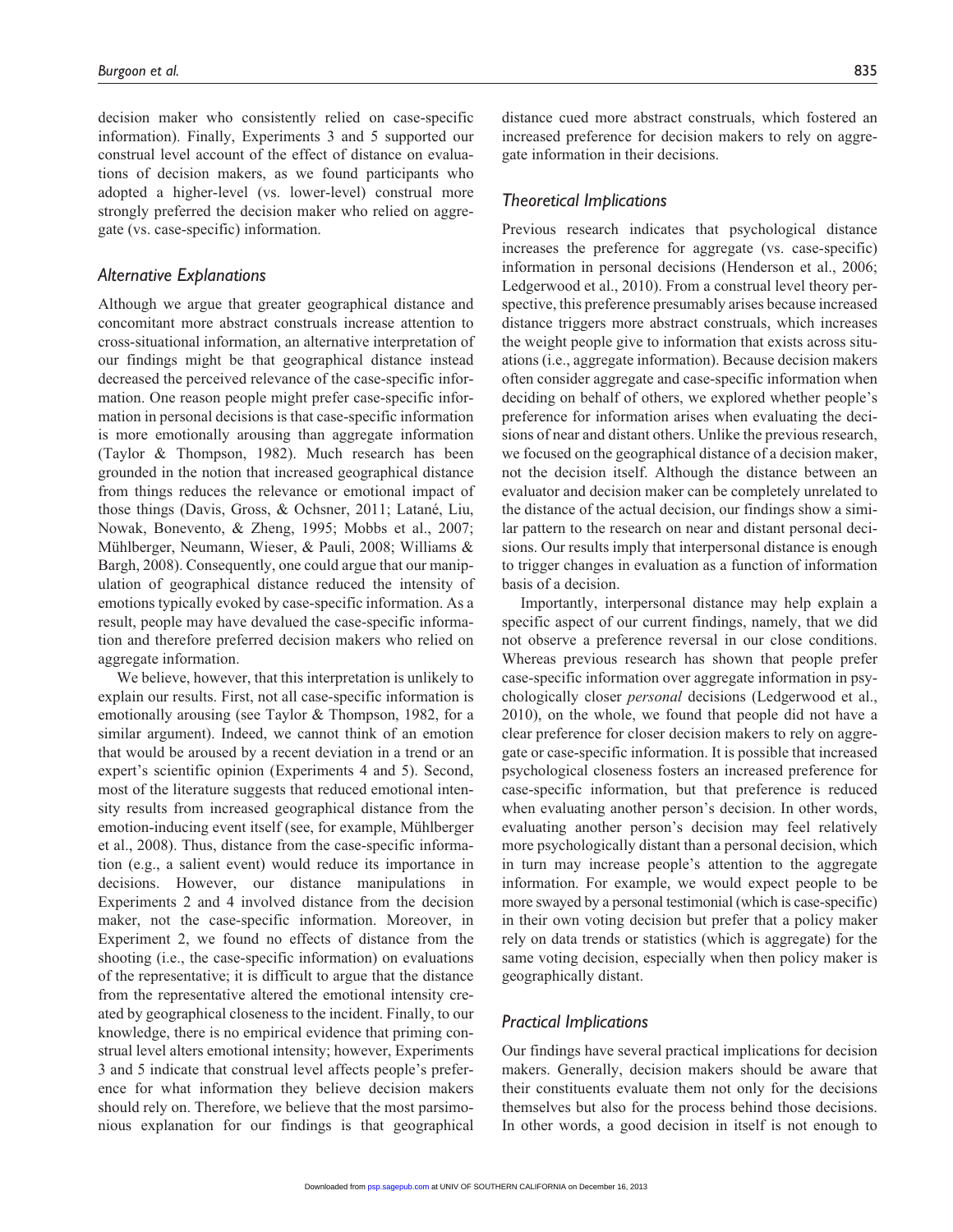decision maker who consistently relied on case-specific information). Finally, Experiments 3 and 5 supported our construal level account of the effect of distance on evaluations of decision makers, as we found participants who adopted a higher-level (vs. lower-level) construal more strongly preferred the decision maker who relied on aggregate (vs. case-specific) information.

### *Alternative Explanations*

Although we argue that greater geographical distance and concomitant more abstract construals increase attention to cross-situational information, an alternative interpretation of our findings might be that geographical distance instead decreased the perceived relevance of the case-specific information. One reason people might prefer case-specific information in personal decisions is that case-specific information is more emotionally arousing than aggregate information (Taylor & Thompson, 1982). Much research has been grounded in the notion that increased geographical distance from things reduces the relevance or emotional impact of those things (Davis, Gross, & Ochsner, 2011; Latané, Liu, Nowak, Bonevento, & Zheng, 1995; Mobbs et al., 2007; Mühlberger, Neumann, Wieser, & Pauli, 2008; Williams & Bargh, 2008). Consequently, one could argue that our manipulation of geographical distance reduced the intensity of emotions typically evoked by case-specific information. As a result, people may have devalued the case-specific information and therefore preferred decision makers who relied on aggregate information.

We believe, however, that this interpretation is unlikely to explain our results. First, not all case-specific information is emotionally arousing (see Taylor & Thompson, 1982, for a similar argument). Indeed, we cannot think of an emotion that would be aroused by a recent deviation in a trend or an expert's scientific opinion (Experiments 4 and 5). Second, most of the literature suggests that reduced emotional intensity results from increased geographical distance from the emotion-inducing event itself (see, for example, Mühlberger et al., 2008). Thus, distance from the case-specific information (e.g., a salient event) would reduce its importance in decisions. However, our distance manipulations in Experiments 2 and 4 involved distance from the decision maker, not the case-specific information. Moreover, in Experiment 2, we found no effects of distance from the shooting (i.e., the case-specific information) on evaluations of the representative; it is difficult to argue that the distance from the representative altered the emotional intensity created by geographical closeness to the incident. Finally, to our knowledge, there is no empirical evidence that priming construal level alters emotional intensity; however, Experiments 3 and 5 indicate that construal level affects people's preference for what information they believe decision makers should rely on. Therefore, we believe that the most parsimonious explanation for our findings is that geographical distance cued more abstract construals, which fostered an increased preference for decision makers to rely on aggregate information in their decisions.

### *Theoretical Implications*

Previous research indicates that psychological distance increases the preference for aggregate (vs. case-specific) information in personal decisions (Henderson et al., 2006; Ledgerwood et al., 2010). From a construal level theory perspective, this preference presumably arises because increased distance triggers more abstract construals, which increases the weight people give to information that exists across situations (i.e., aggregate information). Because decision makers often consider aggregate and case-specific information when deciding on behalf of others, we explored whether people's preference for information arises when evaluating the decisions of near and distant others. Unlike the previous research, we focused on the geographical distance of a decision maker, not the decision itself. Although the distance between an evaluator and decision maker can be completely unrelated to the distance of the actual decision, our findings show a similar pattern to the research on near and distant personal decisions. Our results imply that interpersonal distance is enough to trigger changes in evaluation as a function of information basis of a decision.

Importantly, interpersonal distance may help explain a specific aspect of our current findings, namely, that we did not observe a preference reversal in our close conditions. Whereas previous research has shown that people prefer case-specific information over aggregate information in psychologically closer *personal* decisions (Ledgerwood et al., 2010), on the whole, we found that people did not have a clear preference for closer decision makers to rely on aggregate or case-specific information. It is possible that increased psychological closeness fosters an increased preference for case-specific information, but that preference is reduced when evaluating another person's decision. In other words, evaluating another person's decision may feel relatively more psychologically distant than a personal decision, which in turn may increase people's attention to the aggregate information. For example, we would expect people to be more swayed by a personal testimonial (which is case-specific) in their own voting decision but prefer that a policy maker rely on data trends or statistics (which is aggregate) for the same voting decision, especially when then policy maker is geographically distant.

### *Practical Implications*

Our findings have several practical implications for decision makers. Generally, decision makers should be aware that their constituents evaluate them not only for the decisions themselves but also for the process behind those decisions. In other words, a good decision in itself is not enough to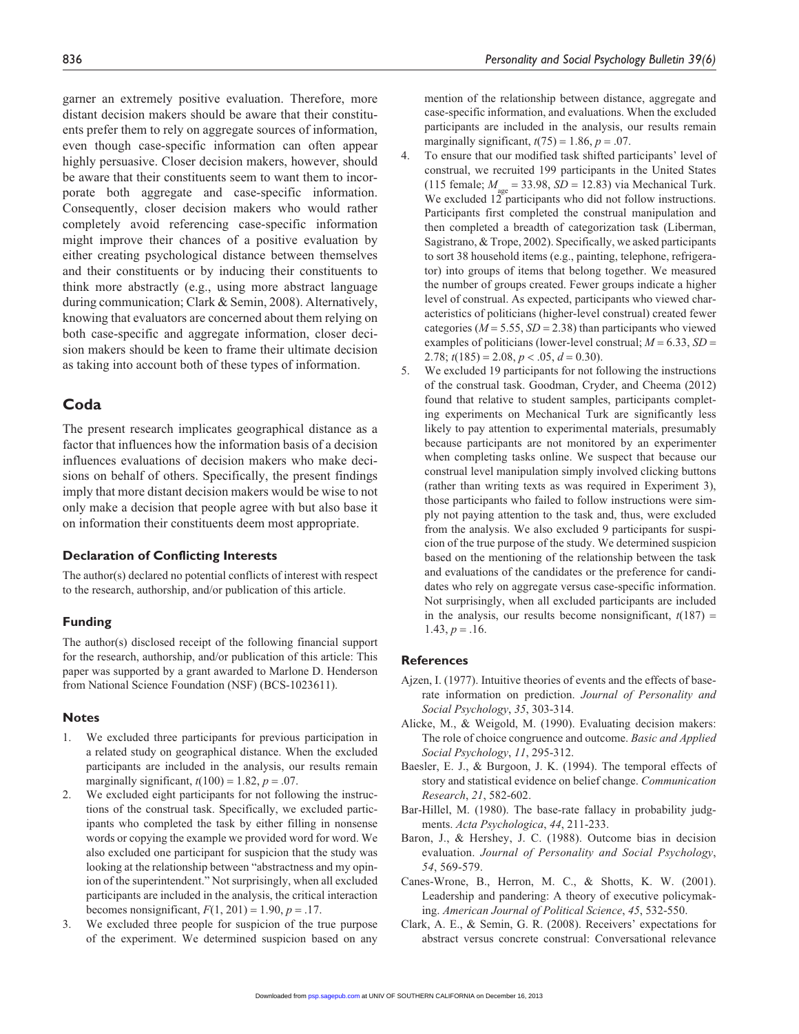garner an extremely positive evaluation. Therefore, more distant decision makers should be aware that their constituents prefer them to rely on aggregate sources of information, even though case-specific information can often appear highly persuasive. Closer decision makers, however, should be aware that their constituents seem to want them to incorporate both aggregate and case-specific information. Consequently, closer decision makers who would rather completely avoid referencing case-specific information might improve their chances of a positive evaluation by either creating psychological distance between themselves and their constituents or by inducing their constituents to think more abstractly (e.g., using more abstract language during communication; Clark & Semin, 2008). Alternatively, knowing that evaluators are concerned about them relying on both case-specific and aggregate information, closer decision makers should be keen to frame their ultimate decision as taking into account both of these types of information.

## Coda

The present research implicates geographical distance as a factor that influences how the information basis of a decision influences evaluations of decision makers who make decisions on behalf of others. Specifically, the present findings imply that more distant decision makers would be wise to not only make a decision that people agree with but also base it on information their constituents deem most appropriate.

### Declaration of Conflicting Interests

The author(s) declared no potential conflicts of interest with respect to the research, authorship, and/or publication of this article.

### Funding

The author(s) disclosed receipt of the following financial support for the research, authorship, and/or publication of this article: This paper was supported by a grant awarded to Marlone D. Henderson from National Science Foundation (NSF) (BCS-1023611).

### Notes

1. We excluded three participants for previous participation in a related study on geographical distance. When the excluded participants are included in the analysis, our results remain marginally significant, $t(100) = 1.82$, $p = .07$.
2. We excluded eight participants for not following the instructions of the construal task. Specifically, we excluded participants who completed the task by either filling in nonsense words or copying the example we provided word for word. We also excluded one participant for suspicion that the study was looking at the relationship between "abstractness and my opinion of the superintendent." Not surprisingly, when all excluded participants are included in the analysis, the critical interaction becomes nonsignificant, $F(1, 201) = 1.90$, $p = .17$.
3. We excluded three people for suspicion of the true purpose of the experiment. We determined suspicion based on any mention of the relationship between distance, aggregate and case-specific information, and evaluations. When the excluded participants are included in the analysis, our results remain marginally significant, $t(75) = 1.86$, $p = .07$.
4. To ensure that our modified task shifted participants' level of construal, we recruited 199 participants in the United States (115 female; $M_{age} = 33.98$, $SD = 12.83$) via Mechanical Turk. We excluded 12 participants who did not follow instructions. Participants first completed the construal manipulation and then completed a breadth of categorization task (Liberman, Sagistrano, & Trope, 2002). Specifically, we asked participants to sort 38 household items (e.g., painting, telephone, refrigerator) into groups of items that belong together. We measured the number of groups created. Fewer groups indicate a higher level of construal. As expected, participants who viewed characteristics of politicians (higher-level construal) created fewer categories ($M = 5.55$, $SD = 2.38$) than participants who viewed examples of politicians (lower-level construal; $M = 6.33$, $SD = 2.78$; $t(185) = 2.08$, $p < .05$, $d = 0.30$).
5. We excluded 19 participants for not following the instructions of the construal task. Goodman, Cryder, and Cheema (2012) found that relative to student samples, participants completing experiments on Mechanical Turk are significantly less likely to pay attention to experimental materials, presumably because participants are not monitored by an experimenter when completing tasks online. We suspect that because our construal level manipulation simply involved clicking buttons (rather than writing texts as was required in Experiment 3), those participants who failed to follow instructions were simply not paying attention to the task and, thus, were excluded from the analysis. We also excluded 9 participants for suspicion of the true purpose of the study. We determined suspicion based on the mentioning of the relationship between the task and evaluations of the candidates or the preference for candidates who rely on aggregate versus case-specific information. Not surprisingly, when all excluded participants are included in the analysis, our results become nonsignificant, $t(187) = 1.43$, $p = .16$.

### References

Ajzen, I. (1977). Intuitive theories of events and the effects of base-rate information on prediction. *Journal of Personality and Social Psychology*, *35*, 303-314.

Alicke, M., & Weigold, M. (1990). Evaluating decision makers: The role of choice congruence and outcome. *Basic and Applied Social Psychology*, *11*, 295-312.

Baesler, E. J., & Burgoon, J. K. (1994). The temporal effects of story and statistical evidence on belief change. *Communication Research*, *21*, 582-602.

Bar-Hillel, M. (1980). The base-rate fallacy in probability judgments. *Acta Psychologica*, *44*, 211-233.

Baron, J., & Hershey, J. C. (1988). Outcome bias in decision evaluation. *Journal of Personality and Social Psychology*, *54*, 569-579.

Canes-Wrone, B., Herron, M. C., & Shotts, K. W. (2001). Leadership and pandering: A theory of executive policymaking. *American Journal of Political Science*, *45*, 532-550.

Clark, A. E., & Semin, G. R. (2008). Receivers' expectations for abstract versus concrete construal: Conversational relevance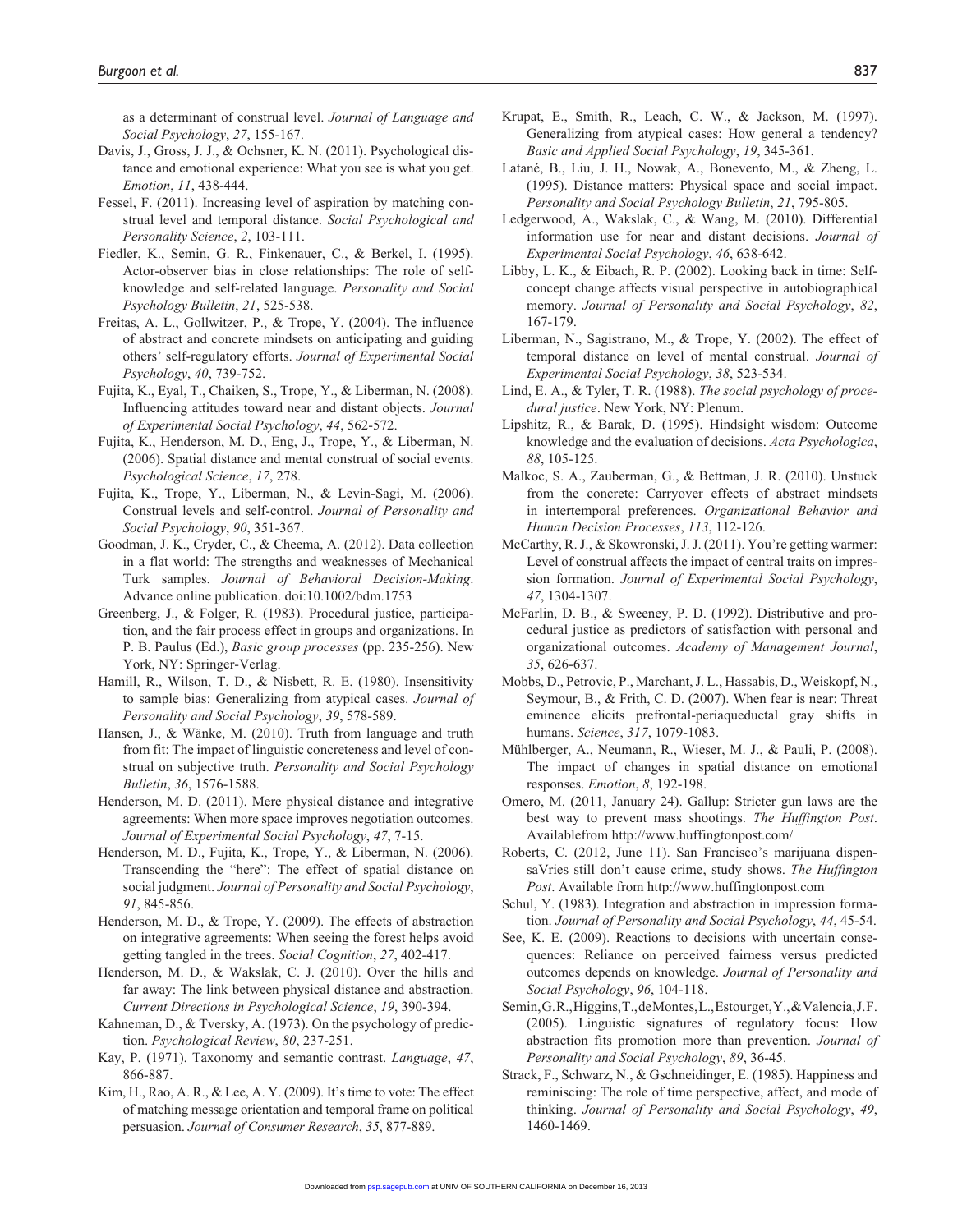as a determinant of construal level. *Journal of Language and Social Psychology*, *27*, 155-167.

Davis, J., Gross, J. J., & Ochsner, K. N. (2011). Psychological distance and emotional experience: What you see is what you get. *Emotion*, *11*, 438-444.

Fessel, F. (2011). Increasing level of aspiration by matching construal level and temporal distance. *Social Psychological and Personality Science*, *2*, 103-111.

Fiedler, K., Semin, G. R., Finkenauer, C., & Berkel, I. (1995). Actor-observer bias in close relationships: The role of self-knowledge and self-related language. *Personality and Social Psychology Bulletin*, *21*, 525-538.

Freitas, A. L., Gollwitzer, P., & Trope, Y. (2004). The influence of abstract and concrete mindsets on anticipating and guiding others' self-regulatory efforts. *Journal of Experimental Social Psychology*, *40*, 739-752.

Fujita, K., Eyal, T., Chaiken, S., Trope, Y., & Liberman, N. (2008). Influencing attitudes toward near and distant objects. *Journal of Experimental Social Psychology*, *44*, 562-572.

Fujita, K., Henderson, M. D., Eng, J., Trope, Y., & Liberman, N. (2006). Spatial distance and mental construal of social events. *Psychological Science*, *17*, 278.

Fujita, K., Trope, Y., Liberman, N., & Levin-Sagi, M. (2006). Construal levels and self-control. *Journal of Personality and Social Psychology*, *90*, 351-367.

Goodman, J. K., Cryder, C., & Cheema, A. (2012). Data collection in a flat world: The strengths and weaknesses of Mechanical Turk samples. *Journal of Behavioral Decision-Making*. Advance online publication. doi:10.1002/bdm.1753

Greenberg, J., & Folger, R. (1983). Procedural justice, participation, and the fair process effect in groups and organizations. In P. B. Paulus (Ed.), *Basic group processes* (pp. 235-256). New York, NY: Springer-Verlag.

Hamill, R., Wilson, T. D., & Nisbett, R. E. (1980). Insensitivity to sample bias: Generalizing from atypical cases. *Journal of Personality and Social Psychology*, *39*, 578-589.

Hansen, J., & Wänke, M. (2010). Truth from language and truth from fit: The impact of linguistic concreteness and level of construal on subjective truth. *Personality and Social Psychology Bulletin*, *36*, 1576-1588.

Henderson, M. D. (2011). Mere physical distance and integrative agreements: When more space improves negotiation outcomes. *Journal of Experimental Social Psychology*, *47*, 7-15.

Henderson, M. D., Fujita, K., Trope, Y., & Liberman, N. (2006). Transcending the "here": The effect of spatial distance on social judgment. *Journal of Personality and Social Psychology*, *91*, 845-856.

Henderson, M. D., & Trope, Y. (2009). The effects of abstraction on integrative agreements: When seeing the forest helps avoid getting tangled in the trees. *Social Cognition*, *27*, 402-417.

Henderson, M. D., & Wakslak, C. J. (2010). Over the hills and far away: The link between physical distance and abstraction. *Current Directions in Psychological Science*, *19*, 390-394.

Kahneman, D., & Tversky, A. (1973). On the psychology of prediction. *Psychological Review*, *80*, 237-251.

Kay, P. (1971). Taxonomy and semantic contrast. *Language*, *47*, 866-887.

Kim, H., Rao, A. R., & Lee, A. Y. (2009). It's time to vote: The effect of matching message orientation and temporal frame on political persuasion. *Journal of Consumer Research*, *35*, 877-889.

Krupat, E., Smith, R., Leach, C. W., & Jackson, M. (1997). Generalizing from atypical cases: How general a tendency? *Basic and Applied Social Psychology*, *19*, 345-361.

Latané, B., Liu, J. H., Nowak, A., Bonevento, M., & Zheng, L. (1995). Distance matters: Physical space and social impact. *Personality and Social Psychology Bulletin*, *21*, 795-805.

Ledgerwood, A., Wakslak, C., & Wang, M. (2010). Differential information use for near and distant decisions. *Journal of Experimental Social Psychology*, *46*, 638-642.

Libby, L. K., & Eibach, R. P. (2002). Looking back in time: Self-concept change affects visual perspective in autobiographical memory. *Journal of Personality and Social Psychology*, *82*, 167-179.

Liberman, N., Sagistrano, M., & Trope, Y. (2002). The effect of temporal distance on level of mental construal. *Journal of Experimental Social Psychology*, *38*, 523-534.

Lind, E. A., & Tyler, T. R. (1988). *The social psychology of procedural justice*. New York, NY: Plenum.

Lipshitz, R., & Barak, D. (1995). Hindsight wisdom: Outcome knowledge and the evaluation of decisions. *Acta Psychologica*, *88*, 105-125.

Malkoc, S. A., Zauberman, G., & Bettman, J. R. (2010). Unstuck from the concrete: Carryover effects of abstract mindsets in intertemporal preferences. *Organizational Behavior and Human Decision Processes*, *113*, 112-126.

McCarthy, R. J., & Skowronski, J. J. (2011). You're getting warmer: Level of construal affects the impact of central traits on impression formation. *Journal of Experimental Social Psychology*, *47*, 1304-1307.

McFarlin, D. B., & Sweeney, P. D. (1992). Distributive and procedural justice as predictors of satisfaction with personal and organizational outcomes. *Academy of Management Journal*, *35*, 626-637.

Mobbs, D., Petrovic, P., Marchant, J. L., Hassabis, D., Weiskopf, N., Seymour, B., & Frith, C. D. (2007). When fear is near: Threat eminence elicits prefrontal-periaqueductal gray shifts in humans. *Science*, *317*, 1079-1083.

Mühlberger, A., Neumann, R., Wieser, M. J., & Pauli, P. (2008). The impact of changes in spatial distance on emotional responses. *Emotion*, *8*, 192-198.

Omero, M. (2011, January 24). Gallup: Stricter gun laws are the best way to prevent mass shootings. *The Huffington Post*. Availablefrom http://www.huffingtonpost.com/

Roberts, C. (2012, June 11). San Francisco's marijuana dispensaVries still don't cause crime, study shows. *The Huffington Post*. Available from http://www.huffingtonpost.com

Schul, Y. (1983). Integration and abstraction in impression formation. *Journal of Personality and Social Psychology*, *44*, 45-54.

See, K. E. (2009). Reactions to decisions with uncertain consequences: Reliance on perceived fairness versus predicted outcomes depends on knowledge. *Journal of Personality and Social Psychology*, *96*, 104-118.

Semin, G. R., Higgins, T., de Montes, L., Estourget, Y., & Valencia, J. F. (2005). Linguistic signatures of regulatory focus: How abstraction fits promotion more than prevention. *Journal of Personality and Social Psychology*, *89*, 36-45.

Strack, F., Schwarz, N., & Gschneidinger, E. (1985). Happiness and reminiscing: The role of time perspective, affect, and mode of thinking. *Journal of Personality and Social Psychology*, *49*, 1460-1469.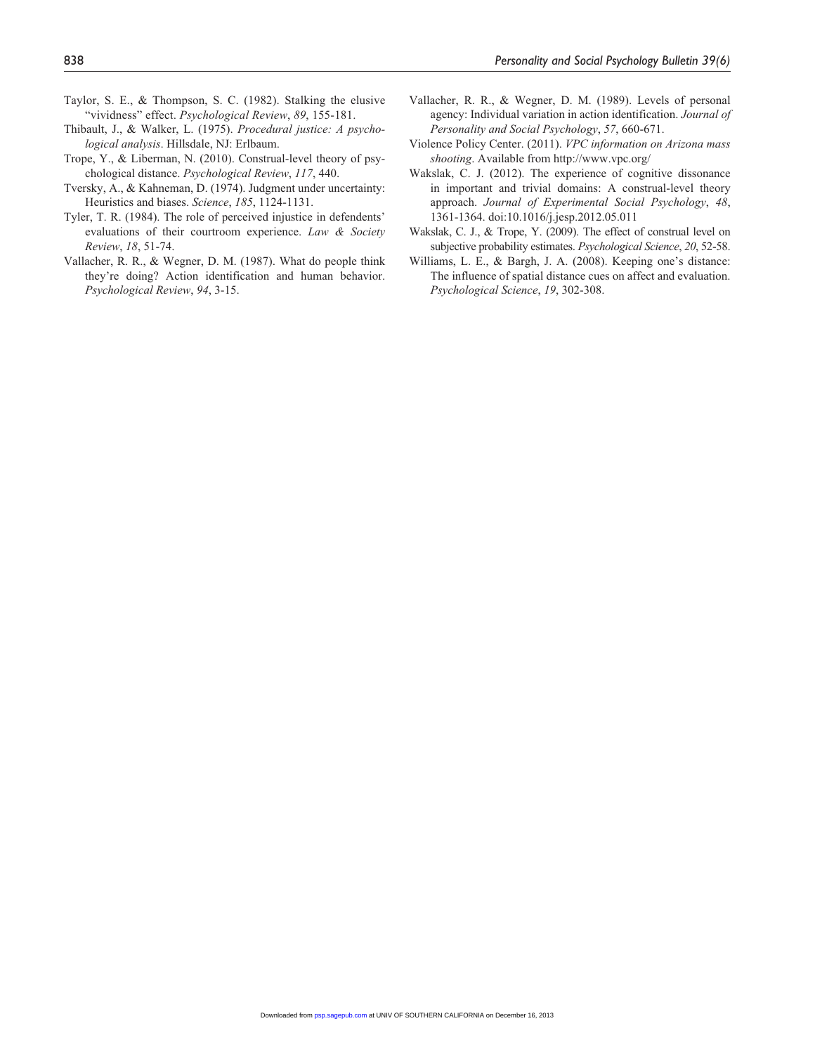Taylor, S. E., & Thompson, S. C. (1982). Stalking the elusive "vividness" effect. *Psychological Review*, *89*, 155-181.

Thibault, J., & Walker, L. (1975). *Procedural justice: A psychological analysis*. Hillsdale, NJ: Erlbaum.

Trope, Y., & Liberman, N. (2010). Construal-level theory of psychological distance. *Psychological Review*, *117*, 440.

Tversky, A., & Kahneman, D. (1974). Judgment under uncertainty: Heuristics and biases. *Science*, *185*, 1124-1131.

Tyler, T. R. (1984). The role of perceived injustice in defendents' evaluations of their courtroom experience. *Law & Society Review*, *18*, 51-74.

Vallacher, R. R., & Wegner, D. M. (1987). What do people think they're doing? Action identification and human behavior. *Psychological Review*, *94*, 3-15.

Vallacher, R. R., & Wegner, D. M. (1989). Levels of personal agency: Individual variation in action identification. *Journal of Personality and Social Psychology*, *57*, 660-671.

Violence Policy Center. (2011). *VPC information on Arizona mass shooting*. Available from http://www.vpc.org/

Wakslak, C. J. (2012). The experience of cognitive dissonance in important and trivial domains: A construal-level theory approach. *Journal of Experimental Social Psychology*, *48*, 1361-1364. doi:10.1016/j.jesp.2012.05.011

Wakslak, C. J., & Trope, Y. (2009). The effect of construal level on subjective probability estimates. *Psychological Science*, *20*, 52-58.

Williams, L. E., & Bargh, J. A. (2008). Keeping one's distance: The influence of spatial distance cues on affect and evaluation. *Psychological Science*, *19*, 302-308.